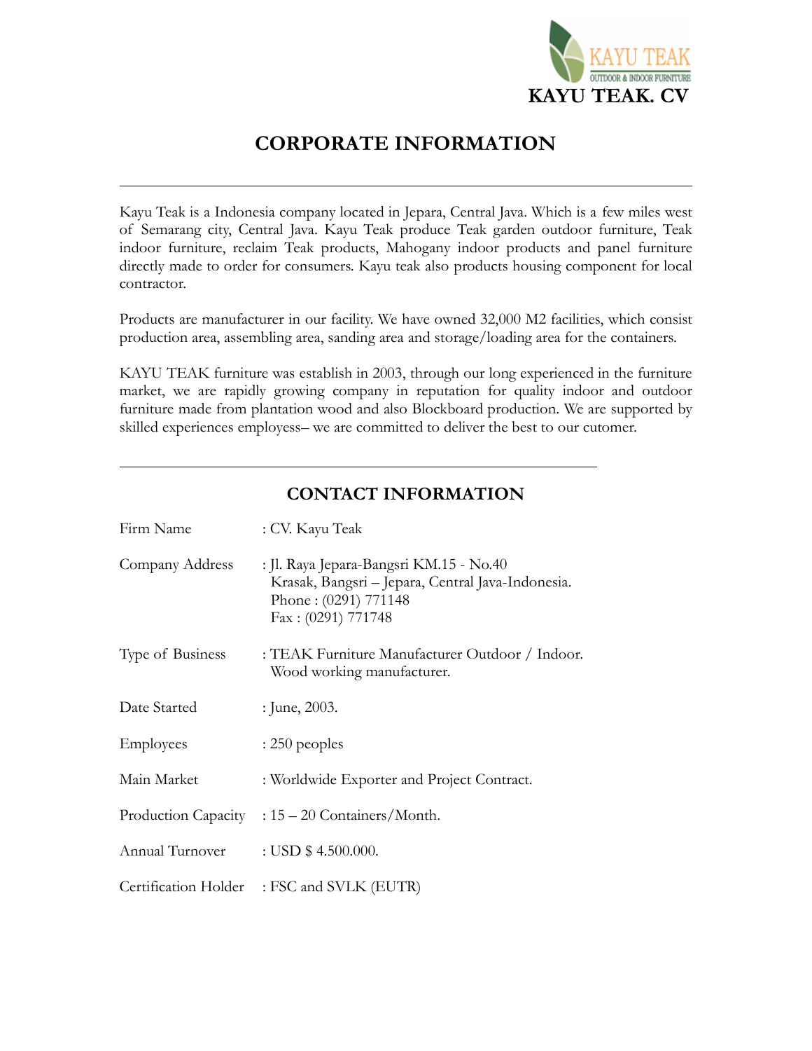KAYU TEAK
OUTDOOR & INDOOR FURNITURE

**KAYU TEAK. CV**

# CORPORATE INFORMATION

---

Kayu Teak is a Indonesia company located in Jepara, Central Java. Which is a few miles west of Semarang city, Central Java. Kayu Teak produce Teak garden outdoor furniture, Teak indoor furniture, reclaim Teak products, Mahogany indoor products and panel furniture directly made to order for consumers. Kayu teak also products housing component for local contractor.

Products are manufacturer in our facility. We have owned 32,000 M2 facilities, which consist production area, assembling area, sanding area and storage/loading area for the containers.

KAYU TEAK furniture was establish in 2003, through our long experienced in the furniture market, we are rapidly growing company in reputation for quality indoor and outdoor furniture made from plantation wood and also Blockboard production. We are supported by skilled experiences employess– we are committed to deliver the best to our cutomer.

---

## CONTACT INFORMATION

| | |
|---|---|
| Firm Name | : CV. Kayu Teak |
| Company Address | : Jl. Raya Jepara-Bangsri KM.15 - No.40<br>Krasak, Bangsri – Jepara, Central Java-Indonesia.<br>Phone : (0291) 771148<br>Fax : (0291) 771748 |
| Type of Business | : TEAK Furniture Manufacturer Outdoor / Indoor.<br>Wood working manufacturer. |
| Date Started | : June, 2003. |
| Employees | : 250 peoples |
| Main Market | : Worldwide Exporter and Project Contract. |
| Production Capacity | : 15 – 20 Containers/Month. |
| Annual Turnover | : USD $ 4.500.000. |
| Certification Holder | : FSC and SVLK (EUTR) |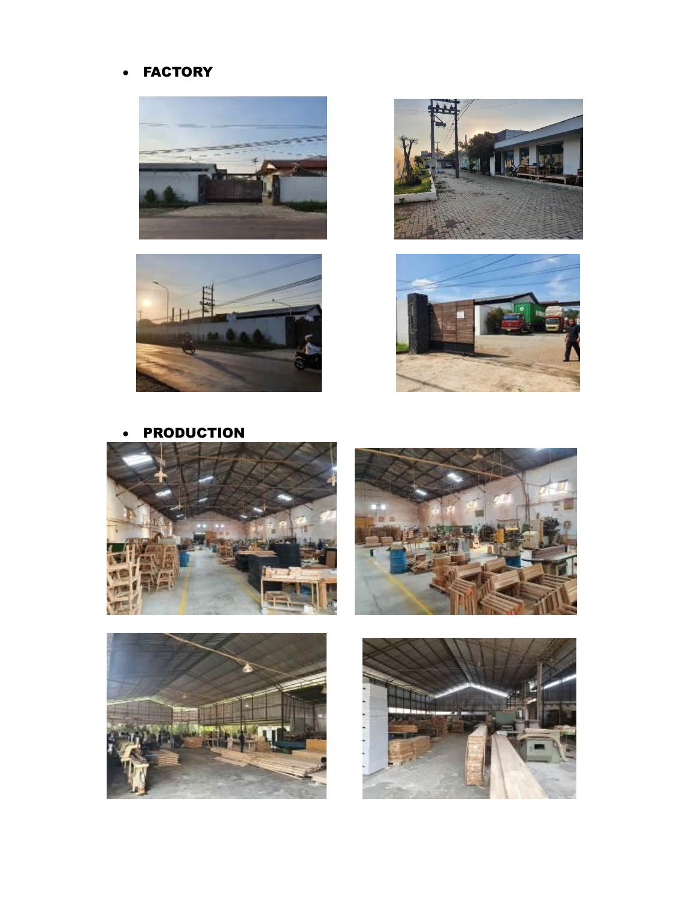- **FACTORY**

- **PRODUCTION**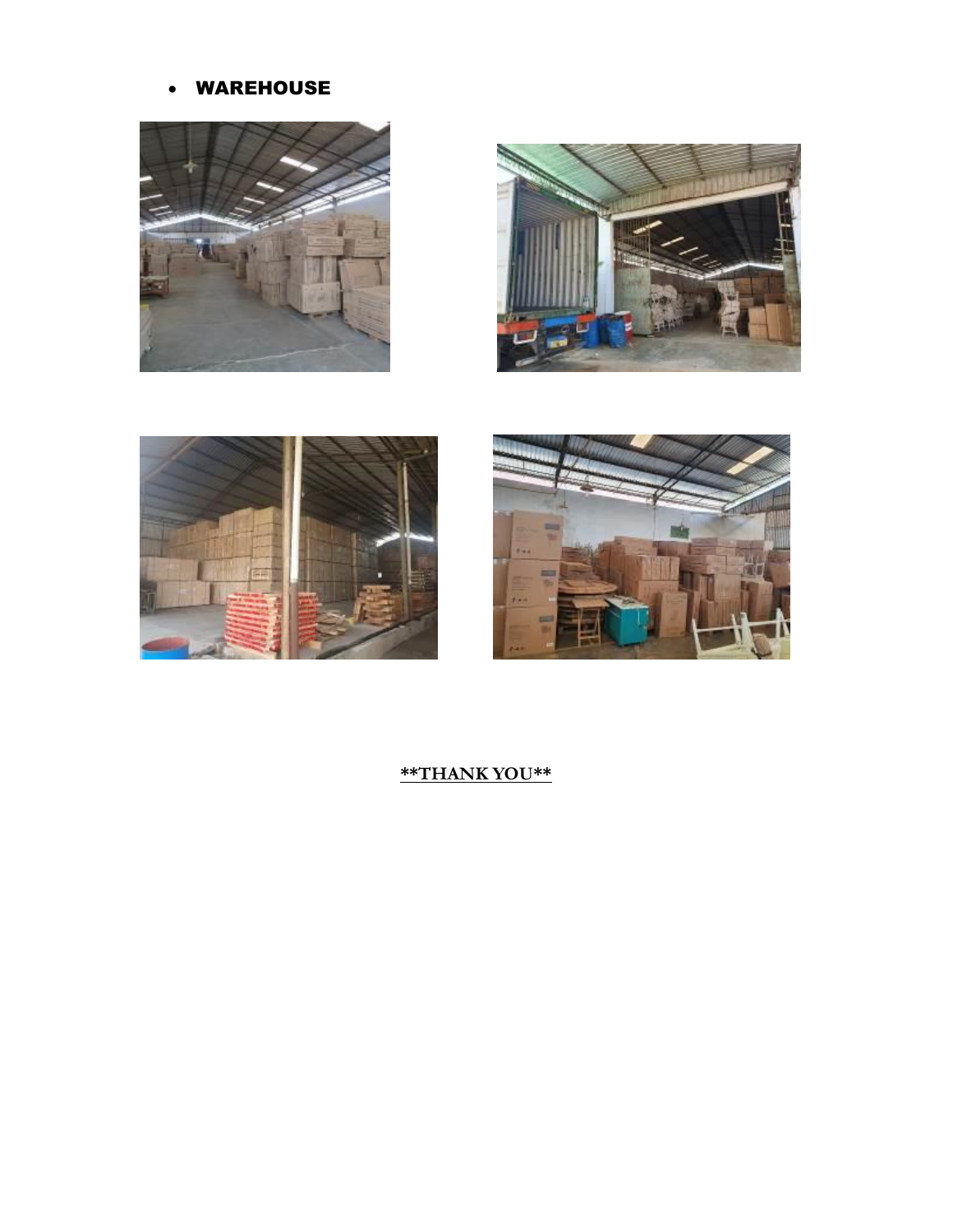- **WAREHOUSE**

**THANK YOU**